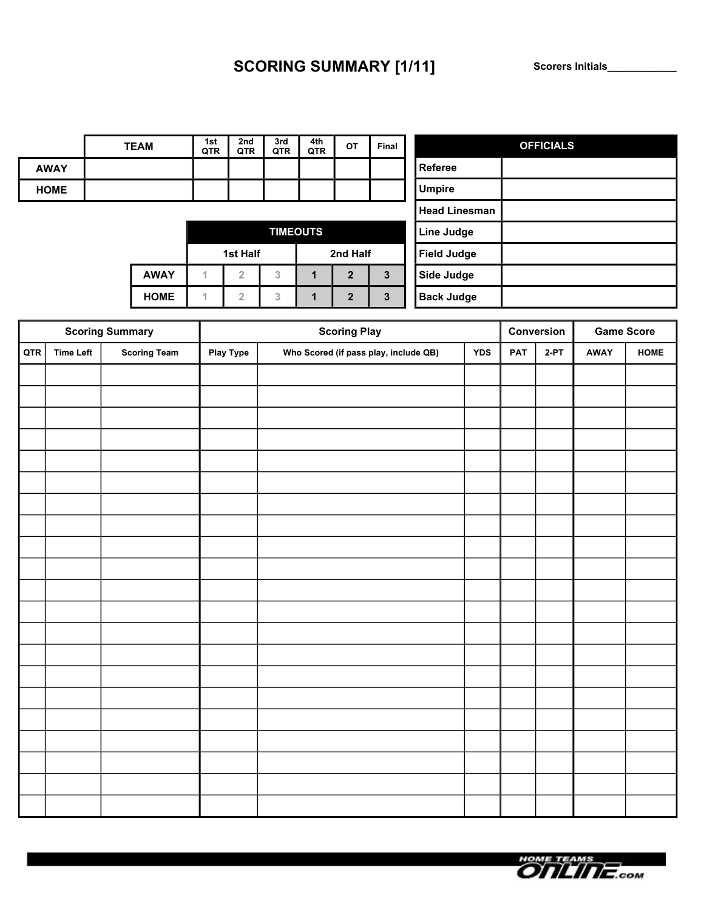# SCORING SUMMARY [1/11]

Scorers Initials____________

| | TEAM | 1st QTR | 2nd QTR | 3rd QTR | 4th QTR | OT | Final |
|---|---|---|---|---|---|---|---|
| AWAY | | | | | | | |
| HOME | | | | | | | |

| OFFICIALS | |
|---|---|
| Referee | |
| Umpire | |
| Head Linesman | |
| Line Judge | |
| Field Judge | |
| Side Judge | |
| Back Judge | |

| | TIMEOUTS | | | | | |
|---|---|---|---|---|---|---|
| | 1st Half | | | 2nd Half | | |
| AWAY | 1 | 2 | 3 | 1 | 2 | 3 |
| HOME | 1 | 2 | 3 | 1 | 2 | 3 |

| Scoring Summary | | | Scoring Play | | | Conversion | | Game Score | |
|---|---|---|---|---|---|---|---|---|---|
| QTR | Time Left | Scoring Team | Play Type | Who Scored (if pass play, include QB) | YDS | PAT | 2-PT | AWAY | HOME |
| | | | | | | | | | |
| | | | | | | | | | |
| | | | | | | | | | |
| | | | | | | | | | |
| | | | | | | | | | |
| | | | | | | | | | |
| | | | | | | | | | |
| | | | | | | | | | |
| | | | | | | | | | |
| | | | | | | | | | |
| | | | | | | | | | |
| | | | | | | | | | |
| | | | | | | | | | |
| | | | | | | | | | |
| | | | | | | | | | |
| | | | | | | | | | |
| | | | | | | | | | |
| | | | | | | | | | |
| | | | | | | | | | |
| | | | | | | | | | |
| | | | | | | | | | |

HOME TEAMS ONLINE.com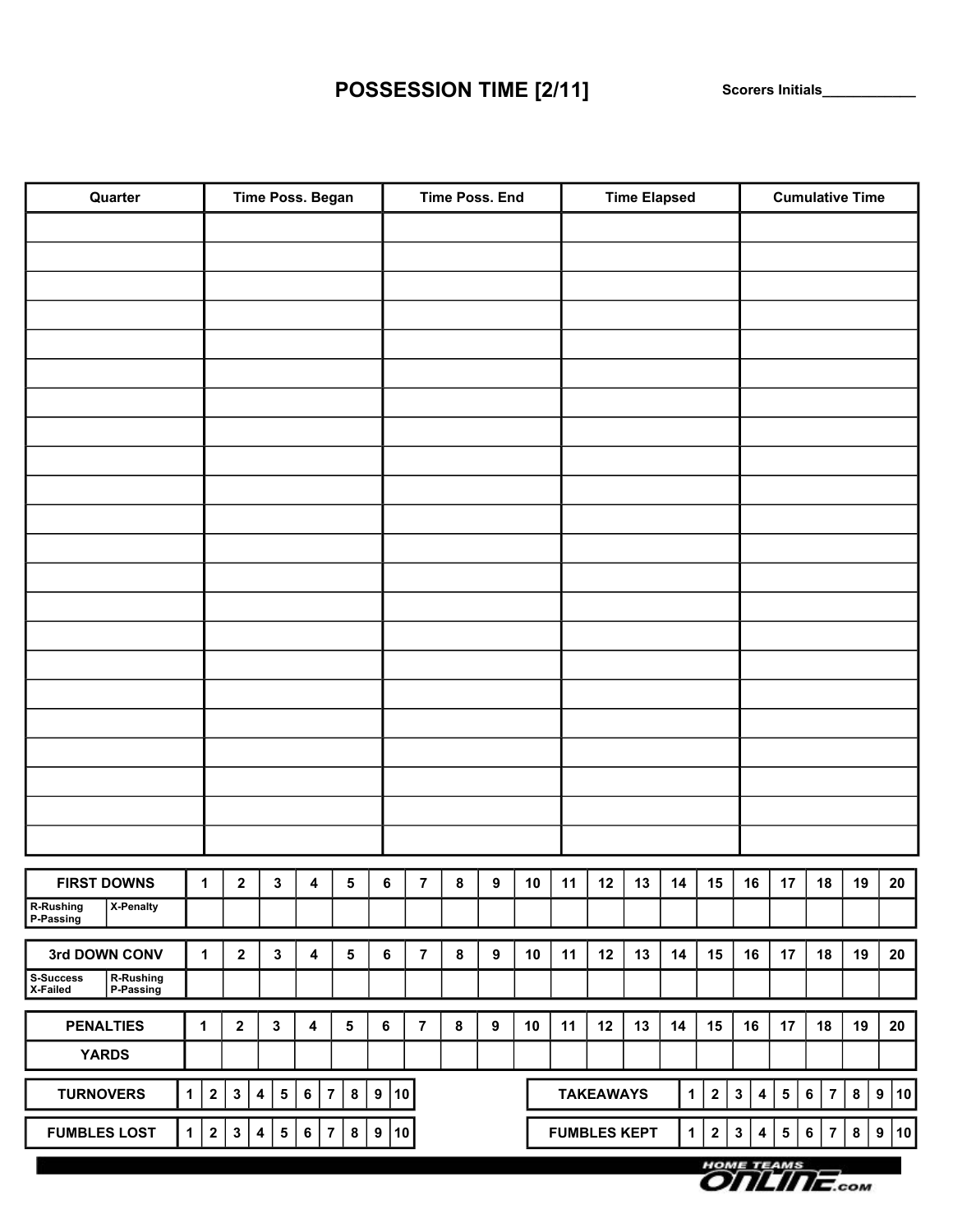# POSSESSION TIME [2/11]

Scorers Initials____________

| Quarter | Time Poss. Began | Time Poss. End | Time Elapsed | Cumulative Time |
|---|---|---|---|---|
| | | | | |
| | | | | |
| | | | | |
| | | | | |
| | | | | |
| | | | | |
| | | | | |
| | | | | |
| | | | | |
| | | | | |
| | | | | |
| | | | | |
| | | | | |
| | | | | |
| | | | | |
| | | | | |
| | | | | |
| | | | | |
| | | | | |
| | | | | |
| | | | | |
| | | | | |

| FIRST DOWNS | | 1 | 2 | 3 | 4 | 5 | 6 | 7 | 8 | 9 | 10 | 11 | 12 | 13 | 14 | 15 | 16 | 17 | 18 | 19 | 20 |
|---|---|---|---|---|---|---|---|---|---|---|---|---|---|---|---|---|---|---|---|---|---|
| R-Rushing P-Passing | X-Penalty | | | | | | | | | | | | | | | | | | | | |

| 3rd DOWN CONV | | 1 | 2 | 3 | 4 | 5 | 6 | 7 | 8 | 9 | 10 | 11 | 12 | 13 | 14 | 15 | 16 | 17 | 18 | 19 | 20 |
|---|---|---|---|---|---|---|---|---|---|---|---|---|---|---|---|---|---|---|---|---|---|
| S-Success X-Failed | R-Rushing P-Passing | | | | | | | | | | | | | | | | | | | | |

| PENALTIES | 1 | 2 | 3 | 4 | 5 | 6 | 7 | 8 | 9 | 10 | 11 | 12 | 13 | 14 | 15 | 16 | 17 | 18 | 19 | 20 |
|---|---|---|---|---|---|---|---|---|---|---|---|---|---|---|---|---|---|---|---|---|
| YARDS | | | | | | | | | | | | | | | | | | | | |

| TURNOVERS | 1 | 2 | 3 | 4 | 5 | 6 | 7 | 8 | 9 | 10 |
|---|---|---|---|---|---|---|---|---|---|---|
| FUMBLES LOST | 1 | 2 | 3 | 4 | 5 | 6 | 7 | 8 | 9 | 10 |

| TAKEAWAYS | 1 | 2 | 3 | 4 | 5 | 6 | 7 | 8 | 9 | 10 |
|---|---|---|---|---|---|---|---|---|---|---|
| FUMBLES KEPT | 1 | 2 | 3 | 4 | 5 | 6 | 7 | 8 | 9 | 10 |

HOME TEAMS ONLINE.com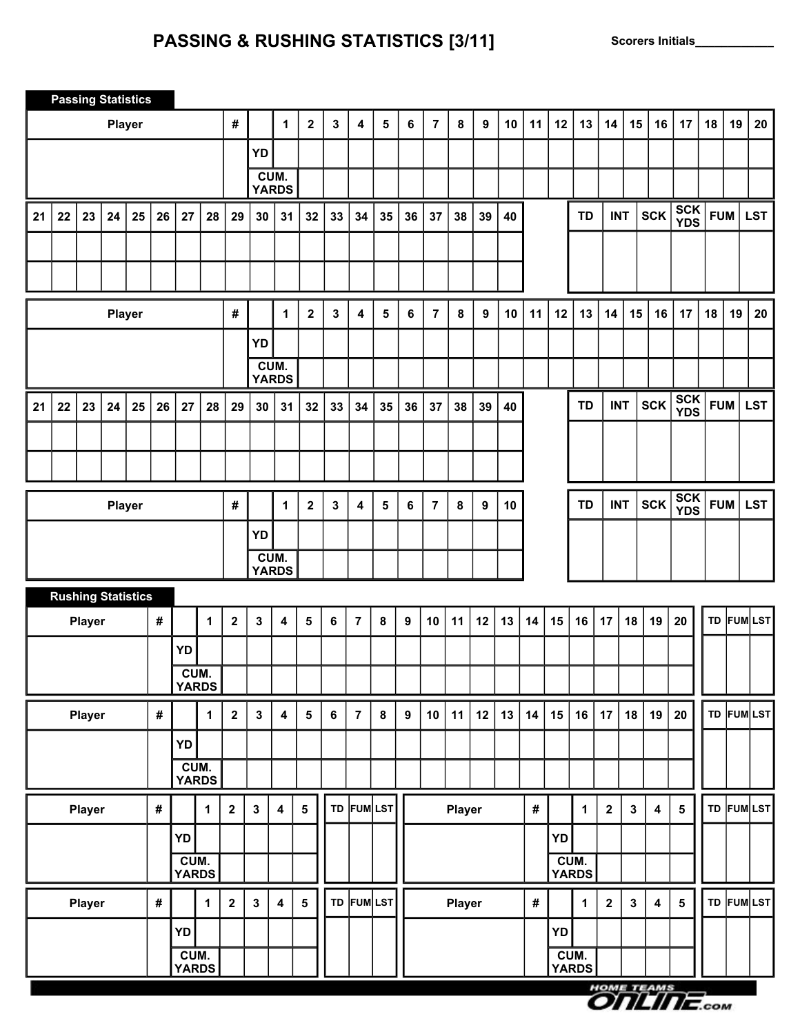# PASSING & RUSHING STATISTICS

Scorers Initials____________

## Passing Statistics

| Player | # | | 1 | 2 | 3 | 4 | 5 | 6 | 7 | 8 | 9 | 10 | 11 | 12 | 13 | 14 | 15 | 16 | 17 | 18 | 19 | 20 |
|---|---|---|---|---|---|---|---|---|---|---|---|---|---|---|---|---|---|---|---|---|---|---|
| | | YD | | | | | | | | | | | | | | | | | | | | |
| | | CUM. YARDS | | | | | | | | | | | | | | | | | | | | |

| 21 | 22 | 23 | 24 | 25 | 26 | 27 | 28 | 29 | 30 | 31 | 32 | 33 | 34 | 35 | 36 | 37 | 38 | 39 | 40 |
|---|---|---|---|---|---|---|---|---|---|---|---|---|---|---|---|---|---|---|---|
| | | | | | | | | | | | | | | | | | | | |
| | | | | | | | | | | | | | | | | | | | |

| TD | INT | SCK | SCK YDS | FUM | LST |
|---|---|---|---|---|---|
| | | | | | |

| Player | # | | 1 | 2 | 3 | 4 | 5 | 6 | 7 | 8 | 9 | 10 | 11 | 12 | 13 | 14 | 15 | 16 | 17 | 18 | 19 | 20 |
|---|---|---|---|---|---|---|---|---|---|---|---|---|---|---|---|---|---|---|---|---|---|---|
| | | YD | | | | | | | | | | | | | | | | | | | | |
| | | CUM. YARDS | | | | | | | | | | | | | | | | | | | | |

| 21 | 22 | 23 | 24 | 25 | 26 | 27 | 28 | 29 | 30 | 31 | 32 | 33 | 34 | 35 | 36 | 37 | 38 | 39 | 40 |
|---|---|---|---|---|---|---|---|---|---|---|---|---|---|---|---|---|---|---|---|
| | | | | | | | | | | | | | | | | | | | |
| | | | | | | | | | | | | | | | | | | | |

| TD | INT | SCK | SCK YDS | FUM | LST |
|---|---|---|---|---|---|
| | | | | | |

| Player | # | | 1 | 2 | 3 | 4 | 5 | 6 | 7 | 8 | 9 | 10 |
|---|---|---|---|---|---|---|---|---|---|---|---|---|
| | | YD | | | | | | | | | | |
| | | CUM. YARDS | | | | | | | | | | |

| TD | INT | SCK | SCK YDS | FUM | LST |
|---|---|---|---|---|---|
| | | | | | |

## Rushing Statistics

| Player | # | | 1 | 2 | 3 | 4 | 5 | 6 | 7 | 8 | 9 | 10 | 11 | 12 | 13 | 14 | 15 | 16 | 17 | 18 | 19 | 20 |
|---|---|---|---|---|---|---|---|---|---|---|---|---|---|---|---|---|---|---|---|---|---|---|
| | | YD | | | | | | | | | | | | | | | | | | | | |
| | | CUM. YARDS | | | | | | | | | | | | | | | | | | | | |

| TD | FUM | LST |
|---|---|---|
| | | |

| Player | # | | 1 | 2 | 3 | 4 | 5 | 6 | 7 | 8 | 9 | 10 | 11 | 12 | 13 | 14 | 15 | 16 | 17 | 18 | 19 | 20 |
|---|---|---|---|---|---|---|---|---|---|---|---|---|---|---|---|---|---|---|---|---|---|---|
| | | YD | | | | | | | | | | | | | | | | | | | | |
| | | CUM. YARDS | | | | | | | | | | | | | | | | | | | | |

| TD | FUM | LST |
|---|---|---|
| | | |

| Player | # | | 1 | 2 | 3 | 4 | 5 |
|---|---|---|---|---|---|---|---|
| | | YD | | | | | |
| | | CUM. YARDS | | | | | |

| TD | FUM | LST |
|---|---|---|
| | | |

| Player | # | | 1 | 2 | 3 | 4 | 5 |
|---|---|---|---|---|---|---|---|
| | | YD | | | | | |
| | | CUM. YARDS | | | | | |

| TD | FUM | LST |
|---|---|---|
| | | |

| Player | # | | 1 | 2 | 3 | 4 | 5 |
|---|---|---|---|---|---|---|---|
| | | YD | | | | | |
| | | CUM. YARDS | | | | | |

| TD | FUM | LST |
|---|---|---|
| | | |

| Player | # | | 1 | 2 | 3 | 4 | 5 |
|---|---|---|---|---|---|---|---|
| | | YD | | | | | |
| | | CUM. YARDS | | | | | |

| TD | FUM | LST |
|---|---|---|
| | | |

HOME TEAMS ONLINE.com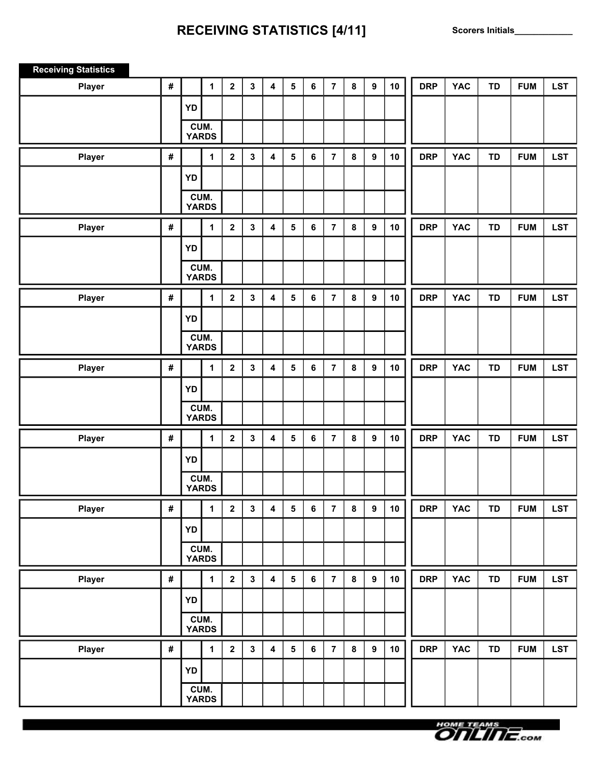# RECEIVING STATISTICS [4/11]

Scorers Initials____________

**Receiving Statistics**

| Player | # | | 1 | 2 | 3 | 4 | 5 | 6 | 7 | 8 | 9 | 10 |
|---|---|---|---|---|---|---|---|---|---|---|---|---|
| | | YD | | | | | | | | | | |
| | | CUM. YARDS | | | | | | | | | | |

| DRP | YAC | TD | FUM | LST |
|---|---|---|---|---|
| | | | | |

| Player | # | | 1 | 2 | 3 | 4 | 5 | 6 | 7 | 8 | 9 | 10 |
|---|---|---|---|---|---|---|---|---|---|---|---|---|
| | | YD | | | | | | | | | | |
| | | CUM. YARDS | | | | | | | | | | |

| DRP | YAC | TD | FUM | LST |
|---|---|---|---|---|
| | | | | |

| Player | # | | 1 | 2 | 3 | 4 | 5 | 6 | 7 | 8 | 9 | 10 |
|---|---|---|---|---|---|---|---|---|---|---|---|---|
| | | YD | | | | | | | | | | |
| | | CUM. YARDS | | | | | | | | | | |

| DRP | YAC | TD | FUM | LST |
|---|---|---|---|---|
| | | | | |

| Player | # | | 1 | 2 | 3 | 4 | 5 | 6 | 7 | 8 | 9 | 10 |
|---|---|---|---|---|---|---|---|---|---|---|---|---|
| | | YD | | | | | | | | | | |
| | | CUM. YARDS | | | | | | | | | | |

| DRP | YAC | TD | FUM | LST |
|---|---|---|---|---|
| | | | | |

| Player | # | | 1 | 2 | 3 | 4 | 5 | 6 | 7 | 8 | 9 | 10 |
|---|---|---|---|---|---|---|---|---|---|---|---|---|
| | | YD | | | | | | | | | | |
| | | CUM. YARDS | | | | | | | | | | |

| DRP | YAC | TD | FUM | LST |
|---|---|---|---|---|
| | | | | |

| Player | # | | 1 | 2 | 3 | 4 | 5 | 6 | 7 | 8 | 9 | 10 |
|---|---|---|---|---|---|---|---|---|---|---|---|---|
| | | YD | | | | | | | | | | |
| | | CUM. YARDS | | | | | | | | | | |

| DRP | YAC | TD | FUM | LST |
|---|---|---|---|---|
| | | | | |

| Player | # | | 1 | 2 | 3 | 4 | 5 | 6 | 7 | 8 | 9 | 10 |
|---|---|---|---|---|---|---|---|---|---|---|---|---|
| | | YD | | | | | | | | | | |
| | | CUM. YARDS | | | | | | | | | | |

| DRP | YAC | TD | FUM | LST |
|---|---|---|---|---|
| | | | | |

| Player | # | | 1 | 2 | 3 | 4 | 5 | 6 | 7 | 8 | 9 | 10 |
|---|---|---|---|---|---|---|---|---|---|---|---|---|
| | | YD | | | | | | | | | | |
| | | CUM. YARDS | | | | | | | | | | |

| DRP | YAC | TD | FUM | LST |
|---|---|---|---|---|
| | | | | |

| Player | # | | 1 | 2 | 3 | 4 | 5 | 6 | 7 | 8 | 9 | 10 |
|---|---|---|---|---|---|---|---|---|---|---|---|---|
| | | YD | | | | | | | | | | |
| | | CUM. YARDS | | | | | | | | | | |

| DRP | YAC | TD | FUM | LST |
|---|---|---|---|---|
| | | | | |

HOME TEAMS ONLINE.com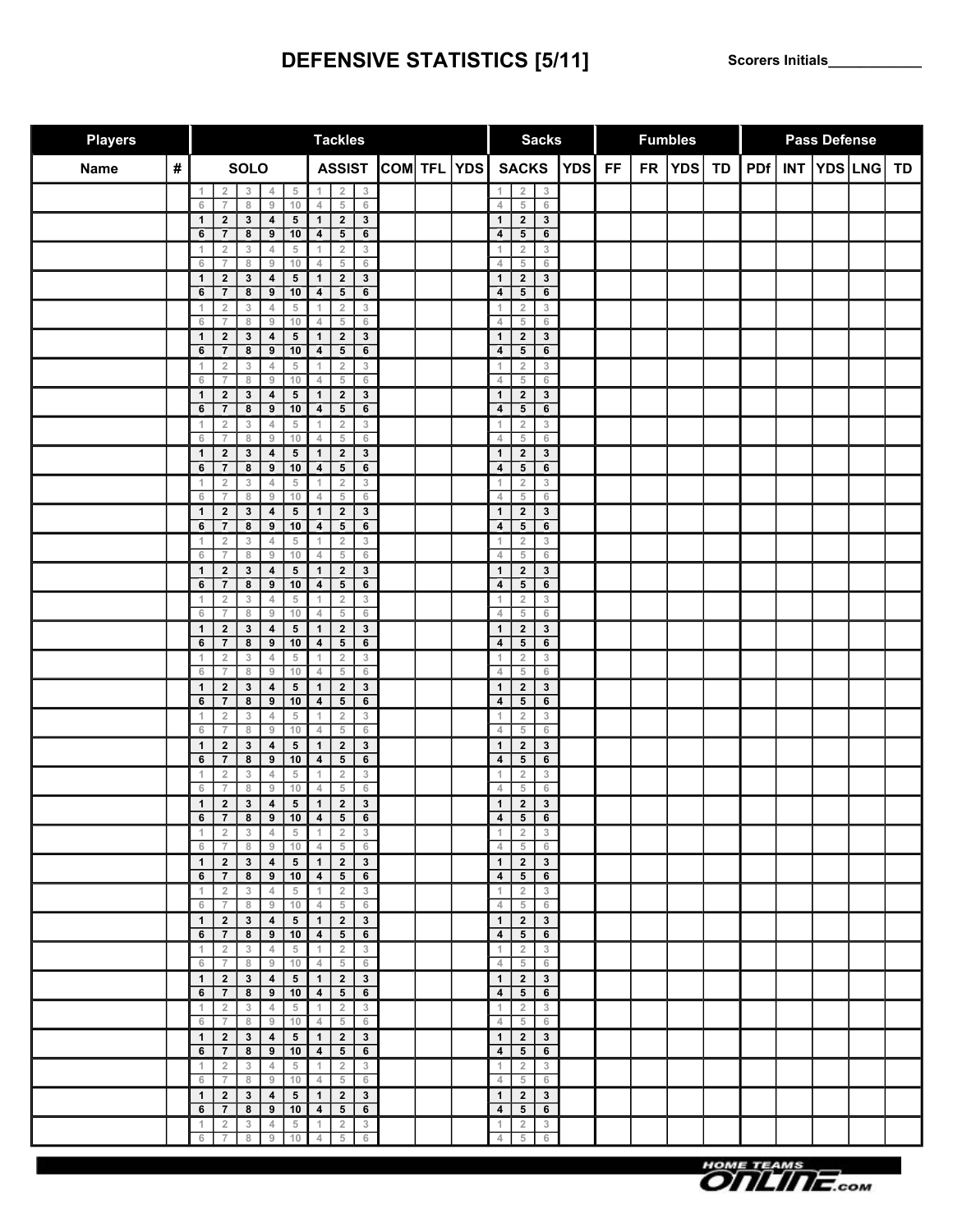# DEFENSIVE STATISTICS [5/11]

Scorers Initials____________

| Players | | Tackles | | | | | Sacks | | Fumbles | | | | Pass Defense | | | | |
|---|---|---|---|---|---|---|---|---|---|---|---|---|---|---|---|---|---|
| Name | # | SOLO | ASSIST | COM | TFL | YDS | SACKS | YDS | FF | FR | YDS | TD | PDf | INT | YDS | LNG | TD |
| | | 1 2 3 4 5 6 7 8 9 10 | 1 2 3 4 5 6 | | | | 1 2 3 4 5 6 | | | | | | | | | | |
| | | 1 2 3 4 5 6 7 8 9 10 | 1 2 3 4 5 6 | | | | 1 2 3 4 5 6 | | | | | | | | | | |
| | | 1 2 3 4 5 6 7 8 9 10 | 1 2 3 4 5 6 | | | | 1 2 3 4 5 6 | | | | | | | | | | |
| | | 1 2 3 4 5 6 7 8 9 10 | 1 2 3 4 5 6 | | | | 1 2 3 4 5 6 | | | | | | | | | | |
| | | 1 2 3 4 5 6 7 8 9 10 | 1 2 3 4 5 6 | | | | 1 2 3 4 5 6 | | | | | | | | | | |
| | | 1 2 3 4 5 6 7 8 9 10 | 1 2 3 4 5 6 | | | | 1 2 3 4 5 6 | | | | | | | | | | |
| | | 1 2 3 4 5 6 7 8 9 10 | 1 2 3 4 5 6 | | | | 1 2 3 4 5 6 | | | | | | | | | | |
| | | 1 2 3 4 5 6 7 8 9 10 | 1 2 3 4 5 6 | | | | 1 2 3 4 5 6 | | | | | | | | | | |
| | | 1 2 3 4 5 6 7 8 9 10 | 1 2 3 4 5 6 | | | | 1 2 3 4 5 6 | | | | | | | | | | |
| | | 1 2 3 4 5 6 7 8 9 10 | 1 2 3 4 5 6 | | | | 1 2 3 4 5 6 | | | | | | | | | | |
| | | 1 2 3 4 5 6 7 8 9 10 | 1 2 3 4 5 6 | | | | 1 2 3 4 5 6 | | | | | | | | | | |
| | | 1 2 3 4 5 6 7 8 9 10 | 1 2 3 4 5 6 | | | | 1 2 3 4 5 6 | | | | | | | | | | |
| | | 1 2 3 4 5 6 7 8 9 10 | 1 2 3 4 5 6 | | | | 1 2 3 4 5 6 | | | | | | | | | | |
| | | 1 2 3 4 5 6 7 8 9 10 | 1 2 3 4 5 6 | | | | 1 2 3 4 5 6 | | | | | | | | | | |
| | | 1 2 3 4 5 6 7 8 9 10 | 1 2 3 4 5 6 | | | | 1 2 3 4 5 6 | | | | | | | | | | |
| | | 1 2 3 4 5 6 7 8 9 10 | 1 2 3 4 5 6 | | | | 1 2 3 4 5 6 | | | | | | | | | | |
| | | 1 2 3 4 5 6 7 8 9 10 | 1 2 3 4 5 6 | | | | 1 2 3 4 5 6 | | | | | | | | | | |
| | | 1 2 3 4 5 6 7 8 9 10 | 1 2 3 4 5 6 | | | | 1 2 3 4 5 6 | | | | | | | | | | |
| | | 1 2 3 4 5 6 7 8 9 10 | 1 2 3 4 5 6 | | | | 1 2 3 4 5 6 | | | | | | | | | | |
| | | 1 2 3 4 5 6 7 8 9 10 | 1 2 3 4 5 6 | | | | 1 2 3 4 5 6 | | | | | | | | | | |
| | | 1 2 3 4 5 6 7 8 9 10 | 1 2 3 4 5 6 | | | | 1 2 3 4 5 6 | | | | | | | | | | |
| | | 1 2 3 4 5 6 7 8 9 10 | 1 2 3 4 5 6 | | | | 1 2 3 4 5 6 | | | | | | | | | | |
| | | 1 2 3 4 5 6 7 8 9 10 | 1 2 3 4 5 6 | | | | 1 2 3 4 5 6 | | | | | | | | | | |
| | | 1 2 3 4 5 6 7 8 9 10 | 1 2 3 4 5 6 | | | | 1 2 3 4 5 6 | | | | | | | | | | |
| | | 1 2 3 4 5 6 7 8 9 10 | 1 2 3 4 5 6 | | | | 1 2 3 4 5 6 | | | | | | | | | | |
| | | 1 2 3 4 5 6 7 8 9 10 | 1 2 3 4 5 6 | | | | 1 2 3 4 5 6 | | | | | | | | | | |
| | | 1 2 3 4 5 6 7 8 9 10 | 1 2 3 4 5 6 | | | | 1 2 3 4 5 6 | | | | | | | | | | |
| | | 1 2 3 4 5 6 7 8 9 10 | 1 2 3 4 5 6 | | | | 1 2 3 4 5 6 | | | | | | | | | | |
| | | 1 2 3 4 5 6 7 8 9 10 | 1 2 3 4 5 6 | | | | 1 2 3 4 5 6 | | | | | | | | | | |
| | | 1 2 3 4 5 6 7 8 9 10 | 1 2 3 4 5 6 | | | | 1 2 3 4 5 6 | | | | | | | | | | |
| | | 1 2 3 4 5 6 7 8 9 10 | 1 2 3 4 5 6 | | | | 1 2 3 4 5 6 | | | | | | | | | | |
| | | 1 2 3 4 5 6 7 8 9 10 | 1 2 3 4 5 6 | | | | 1 2 3 4 5 6 | | | | | | | | | | |
| | | 1 2 3 4 5 6 7 8 9 10 | 1 2 3 4 5 6 | | | | 1 2 3 4 5 6 | | | | | | | | | | |

HOME TEAMS ONLINE.com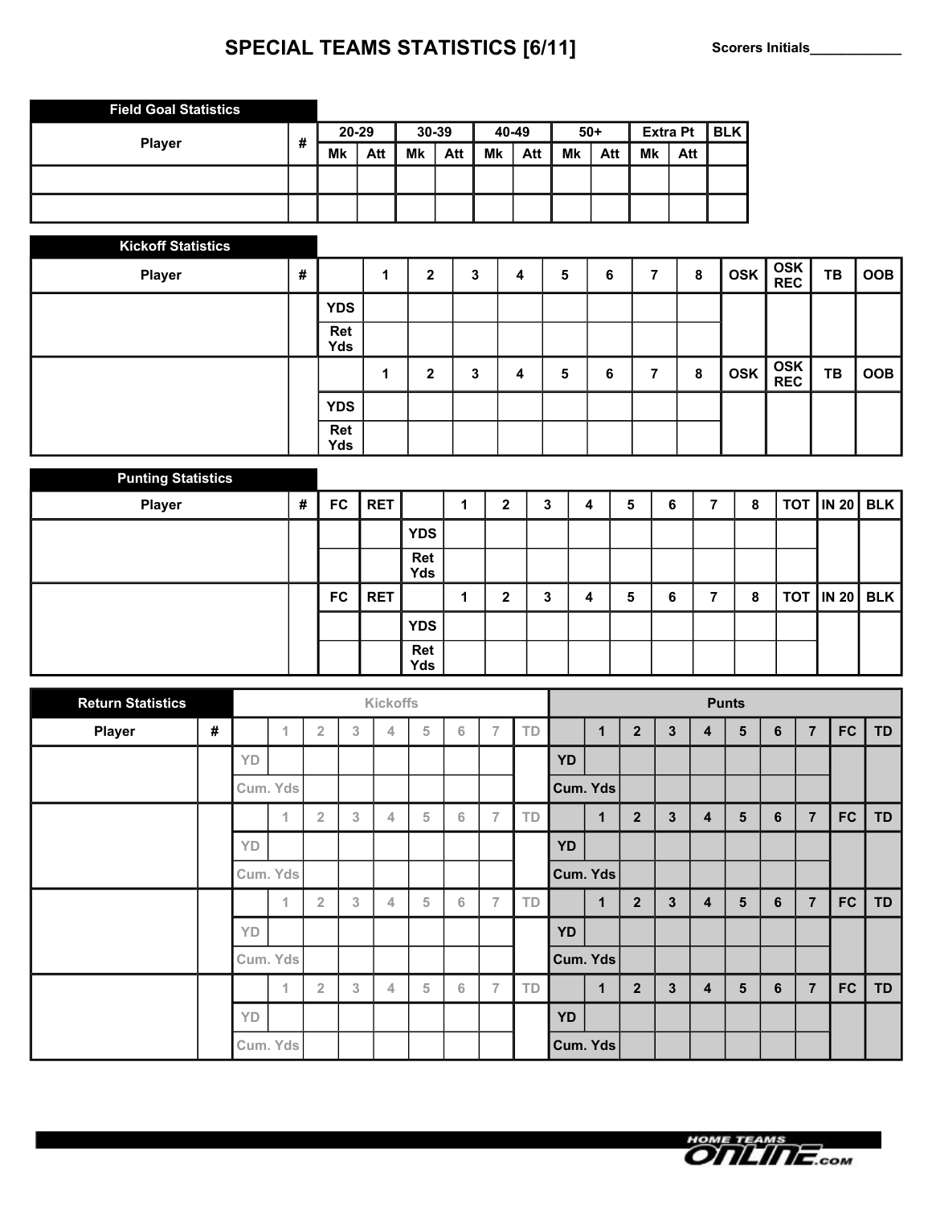# SPECIAL TEAMS STATISTICS [6/11]

**Scorers Initials____________**

## Field Goal Statistics

| Player | # | 20-29 | | 30-39 | | 40-49 | | 50+ | | Extra Pt | | BLK |
|---|---|---|---|---|---|---|---|---|---|---|---|---|
| | | Mk | Att | Mk | Att | Mk | Att | Mk | Att | Mk | Att | |
| | | | | | | | | | | | | |
| | | | | | | | | | | | | |

## Kickoff Statistics

| Player | # | | 1 | 2 | 3 | 4 | 5 | 6 | 7 | 8 | OSK | OSK REC | TB | OOB |
|---|---|---|---|---|---|---|---|---|---|---|---|---|---|---|
| | | YDS | | | | | | | | | | | | |
| | | Ret Yds | | | | | | | | | | | | |
| | | | 1 | 2 | 3 | 4 | 5 | 6 | 7 | 8 | OSK | OSK REC | TB | OOB |
| | | YDS | | | | | | | | | | | | |
| | | Ret Yds | | | | | | | | | | | | |

## Punting Statistics

| Player | # | FC | RET | | 1 | 2 | 3 | 4 | 5 | 6 | 7 | 8 | TOT | IN 20 | BLK |
|---|---|---|---|---|---|---|---|---|---|---|---|---|---|---|---|
| | | | | YDS | | | | | | | | | | | |
| | | | | Ret Yds | | | | | | | | | | | |
| | | FC | RET | | 1 | 2 | 3 | 4 | 5 | 6 | 7 | 8 | TOT | IN 20 | BLK |
| | | | | YDS | | | | | | | | | | | |
| | | | | Ret Yds | | | | | | | | | | | |

## Return Statistics

| Player | # | Kickoffs | | | | | | | | | Punts | | | | | | | | | |
|---|---|---|---|---|---|---|---|---|---|---|---|---|---|---|---|---|---|---|---|---|
| | | | 1 | 2 | 3 | 4 | 5 | 6 | 7 | TD | | 1 | 2 | 3 | 4 | 5 | 6 | 7 | FC | TD |
| | | YD | | | | | | | | | YD | | | | | | | | | |
| | | Cum. Yds | | | | | | | | | Cum. Yds | | | | | | | | | |
| | | | 1 | 2 | 3 | 4 | 5 | 6 | 7 | TD | | 1 | 2 | 3 | 4 | 5 | 6 | 7 | FC | TD |
| | | YD | | | | | | | | | YD | | | | | | | | | |
| | | Cum. Yds | | | | | | | | | Cum. Yds | | | | | | | | | |
| | | | 1 | 2 | 3 | 4 | 5 | 6 | 7 | TD | | 1 | 2 | 3 | 4 | 5 | 6 | 7 | FC | TD |
| | | YD | | | | | | | | | YD | | | | | | | | | |
| | | Cum. Yds | | | | | | | | | Cum. Yds | | | | | | | | | |
| | | | 1 | 2 | 3 | 4 | 5 | 6 | 7 | TD | | 1 | 2 | 3 | 4 | 5 | 6 | 7 | FC | TD |
| | | YD | | | | | | | | | YD | | | | | | | | | |
| | | Cum. Yds | | | | | | | | | Cum. Yds | | | | | | | | | |

HOME TEAMS ONLINE.com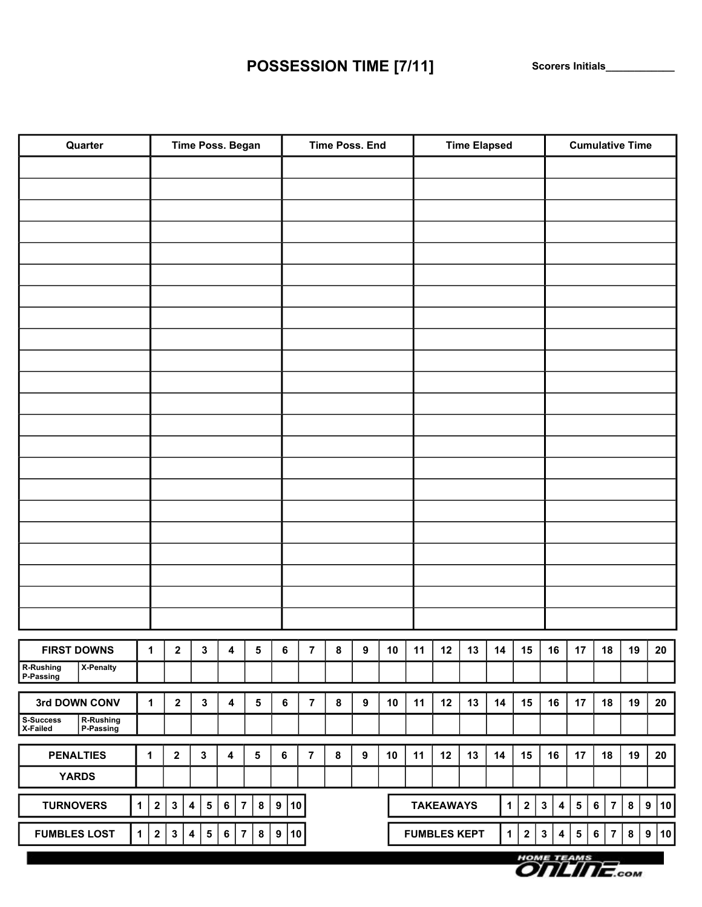# POSSESSION TIME [7/11]

Scorers Initials____________

| Quarter | Time Poss. Began | Time Poss. End | Time Elapsed | Cumulative Time |
|---|---|---|---|---|
| | | | | |
| | | | | |
| | | | | |
| | | | | |
| | | | | |
| | | | | |
| | | | | |
| | | | | |
| | | | | |
| | | | | |
| | | | | |
| | | | | |
| | | | | |
| | | | | |
| | | | | |
| | | | | |
| | | | | |
| | | | | |
| | | | | |
| | | | | |
| | | | | |
| | | | | |

| FIRST DOWNS | | 1 | 2 | 3 | 4 | 5 | 6 | 7 | 8 | 9 | 10 | 11 | 12 | 13 | 14 | 15 | 16 | 17 | 18 | 19 | 20 |
|---|---|---|---|---|---|---|---|---|---|---|---|---|---|---|---|---|---|---|---|---|---|
| R-Rushing P-Passing | X-Penalty | | | | | | | | | | | | | | | | | | | | |

| 3rd DOWN CONV | | 1 | 2 | 3 | 4 | 5 | 6 | 7 | 8 | 9 | 10 | 11 | 12 | 13 | 14 | 15 | 16 | 17 | 18 | 19 | 20 |
|---|---|---|---|---|---|---|---|---|---|---|---|---|---|---|---|---|---|---|---|---|---|
| S-Success X-Failed | R-Rushing P-Passing | | | | | | | | | | | | | | | | | | | | |

| PENALTIES | 1 | 2 | 3 | 4 | 5 | 6 | 7 | 8 | 9 | 10 | 11 | 12 | 13 | 14 | 15 | 16 | 17 | 18 | 19 | 20 |
|---|---|---|---|---|---|---|---|---|---|---|---|---|---|---|---|---|---|---|---|---|
| YARDS | | | | | | | | | | | | | | | | | | | | |

| TURNOVERS | 1 | 2 | 3 | 4 | 5 | 6 | 7 | 8 | 9 | 10 |
|---|---|---|---|---|---|---|---|---|---|---|
| FUMBLES LOST | 1 | 2 | 3 | 4 | 5 | 6 | 7 | 8 | 9 | 10 |

| TAKEAWAYS | 1 | 2 | 3 | 4 | 5 | 6 | 7 | 8 | 9 | 10 |
|---|---|---|---|---|---|---|---|---|---|---|
| FUMBLES KEPT | 1 | 2 | 3 | 4 | 5 | 6 | 7 | 8 | 9 | 10 |

HOME TEAMS ONLINE.com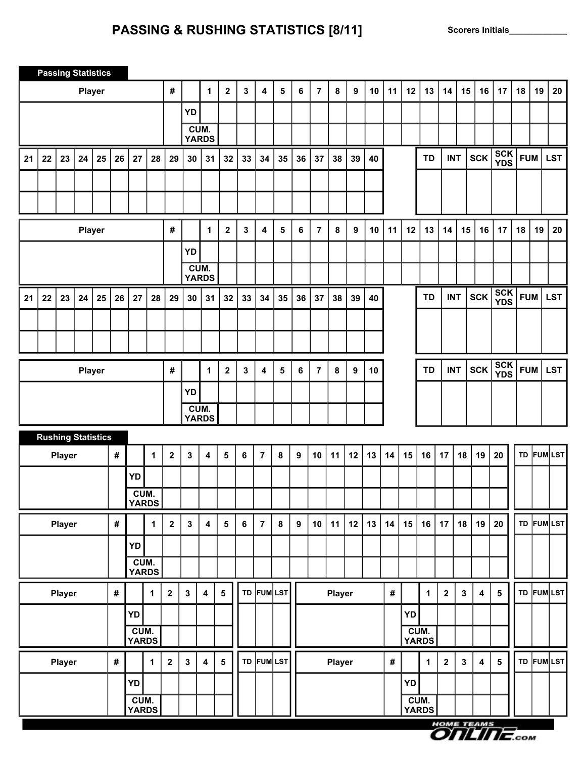# PASSING & RUSHING STATISTICS [8/11]

Scorers Initials____________

## Passing Statistics

| Player | # | | 1 | 2 | 3 | 4 | 5 | 6 | 7 | 8 | 9 | 10 | 11 | 12 | 13 | 14 | 15 | 16 | 17 | 18 | 19 | 20 |
|---|---|---|---|---|---|---|---|---|---|---|---|---|---|---|---|---|---|---|---|---|---|---|
| | | YD | | | | | | | | | | | | | | | | | | | | |
| | | CUM. YARDS | | | | | | | | | | | | | | | | | | | | |

| 21 | 22 | 23 | 24 | 25 | 26 | 27 | 28 | 29 | 30 | 31 | 32 | 33 | 34 | 35 | 36 | 37 | 38 | 39 | 40 |
|---|---|---|---|---|---|---|---|---|---|---|---|---|---|---|---|---|---|---|---|
| | | | | | | | | | | | | | | | | | | | |
| | | | | | | | | | | | | | | | | | | | |

| TD | INT | SCK | SCK YDS | FUM | LST |
|---|---|---|---|---|---|
| | | | | | |

| Player | # | | 1 | 2 | 3 | 4 | 5 | 6 | 7 | 8 | 9 | 10 | 11 | 12 | 13 | 14 | 15 | 16 | 17 | 18 | 19 | 20 |
|---|---|---|---|---|---|---|---|---|---|---|---|---|---|---|---|---|---|---|---|---|---|---|
| | | YD | | | | | | | | | | | | | | | | | | | | |
| | | CUM. YARDS | | | | | | | | | | | | | | | | | | | | |

| 21 | 22 | 23 | 24 | 25 | 26 | 27 | 28 | 29 | 30 | 31 | 32 | 33 | 34 | 35 | 36 | 37 | 38 | 39 | 40 |
|---|---|---|---|---|---|---|---|---|---|---|---|---|---|---|---|---|---|---|---|
| | | | | | | | | | | | | | | | | | | | |
| | | | | | | | | | | | | | | | | | | | |

| TD | INT | SCK | SCK YDS | FUM | LST |
|---|---|---|---|---|---|
| | | | | | |

| Player | # | | 1 | 2 | 3 | 4 | 5 | 6 | 7 | 8 | 9 | 10 |
|---|---|---|---|---|---|---|---|---|---|---|---|---|
| | | YD | | | | | | | | | | |
| | | CUM. YARDS | | | | | | | | | | |

| TD | INT | SCK | SCK YDS | FUM | LST |
|---|---|---|---|---|---|
| | | | | | |

## Rushing Statistics

| Player | # | | 1 | 2 | 3 | 4 | 5 | 6 | 7 | 8 | 9 | 10 | 11 | 12 | 13 | 14 | 15 | 16 | 17 | 18 | 19 | 20 |
|---|---|---|---|---|---|---|---|---|---|---|---|---|---|---|---|---|---|---|---|---|---|---|
| | | YD | | | | | | | | | | | | | | | | | | | | |
| | | CUM. YARDS | | | | | | | | | | | | | | | | | | | | |

| TD | FUM | LST |
|---|---|---|
| | | |

| Player | # | | 1 | 2 | 3 | 4 | 5 | 6 | 7 | 8 | 9 | 10 | 11 | 12 | 13 | 14 | 15 | 16 | 17 | 18 | 19 | 20 |
|---|---|---|---|---|---|---|---|---|---|---|---|---|---|---|---|---|---|---|---|---|---|---|
| | | YD | | | | | | | | | | | | | | | | | | | | |
| | | CUM. YARDS | | | | | | | | | | | | | | | | | | | | |

| TD | FUM | LST |
|---|---|---|
| | | |

| Player | # | | 1 | 2 | 3 | 4 | 5 |
|---|---|---|---|---|---|---|---|
| | | YD | | | | | |
| | | CUM. YARDS | | | | | |

| TD | FUM | LST |
|---|---|---|
| | | |

| Player | # | | 1 | 2 | 3 | 4 | 5 |
|---|---|---|---|---|---|---|---|
| | | YD | | | | | |
| | | CUM. YARDS | | | | | |

| TD | FUM | LST |
|---|---|---|
| | | |

| Player | # | | 1 | 2 | 3 | 4 | 5 |
|---|---|---|---|---|---|---|---|
| | | YD | | | | | |
| | | CUM. YARDS | | | | | |

| TD | FUM | LST |
|---|---|---|
| | | |

| Player | # | | 1 | 2 | 3 | 4 | 5 |
|---|---|---|---|---|---|---|---|
| | | YD | | | | | |
| | | CUM. YARDS | | | | | |

| TD | FUM | LST |
|---|---|---|
| | | |

HOME TEAMS ONLINE.com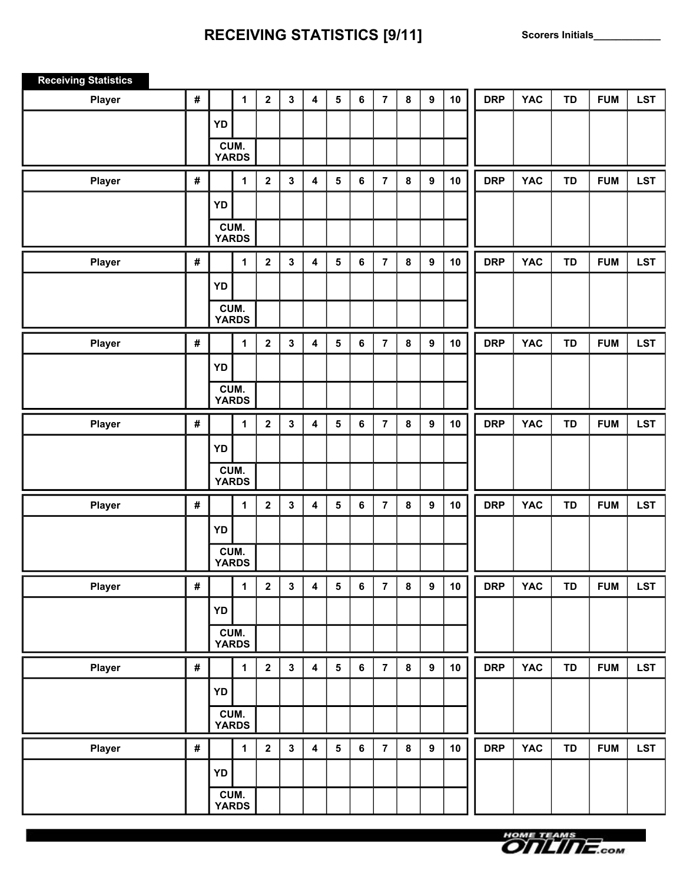# RECEIVING STATISTICS [9/11]

Scorers Initials____________

**Receiving Statistics**

| Player | # | | 1 | 2 | 3 | 4 | 5 | 6 | 7 | 8 | 9 | 10 | DRP | YAC | TD | FUM | LST |
|---|---|---|---|---|---|---|---|---|---|---|---|---|---|---|---|---|---|
| | | YD | | | | | | | | | | | | | | | |
| | | CUM. YARDS | | | | | | | | | | | | | | | |

| Player | # | | 1 | 2 | 3 | 4 | 5 | 6 | 7 | 8 | 9 | 10 | DRP | YAC | TD | FUM | LST |
|---|---|---|---|---|---|---|---|---|---|---|---|---|---|---|---|---|---|
| | | YD | | | | | | | | | | | | | | | |
| | | CUM. YARDS | | | | | | | | | | | | | | | |

| Player | # | | 1 | 2 | 3 | 4 | 5 | 6 | 7 | 8 | 9 | 10 | DRP | YAC | TD | FUM | LST |
|---|---|---|---|---|---|---|---|---|---|---|---|---|---|---|---|---|---|
| | | YD | | | | | | | | | | | | | | | |
| | | CUM. YARDS | | | | | | | | | | | | | | | |

| Player | # | | 1 | 2 | 3 | 4 | 5 | 6 | 7 | 8 | 9 | 10 | DRP | YAC | TD | FUM | LST |
|---|---|---|---|---|---|---|---|---|---|---|---|---|---|---|---|---|---|
| | | YD | | | | | | | | | | | | | | | |
| | | CUM. YARDS | | | | | | | | | | | | | | | |

| Player | # | | 1 | 2 | 3 | 4 | 5 | 6 | 7 | 8 | 9 | 10 | DRP | YAC | TD | FUM | LST |
|---|---|---|---|---|---|---|---|---|---|---|---|---|---|---|---|---|---|
| | | YD | | | | | | | | | | | | | | | |
| | | CUM. YARDS | | | | | | | | | | | | | | | |

| Player | # | | 1 | 2 | 3 | 4 | 5 | 6 | 7 | 8 | 9 | 10 | DRP | YAC | TD | FUM | LST |
|---|---|---|---|---|---|---|---|---|---|---|---|---|---|---|---|---|---|
| | | YD | | | | | | | | | | | | | | | |
| | | CUM. YARDS | | | | | | | | | | | | | | | |

| Player | # | | 1 | 2 | 3 | 4 | 5 | 6 | 7 | 8 | 9 | 10 | DRP | YAC | TD | FUM | LST |
|---|---|---|---|---|---|---|---|---|---|---|---|---|---|---|---|---|---|
| | | YD | | | | | | | | | | | | | | | |
| | | CUM. YARDS | | | | | | | | | | | | | | | |

| Player | # | | 1 | 2 | 3 | 4 | 5 | 6 | 7 | 8 | 9 | 10 | DRP | YAC | TD | FUM | LST |
|---|---|---|---|---|---|---|---|---|---|---|---|---|---|---|---|---|---|
| | | YD | | | | | | | | | | | | | | | |
| | | CUM. YARDS | | | | | | | | | | | | | | | |

| Player | # | | 1 | 2 | 3 | 4 | 5 | 6 | 7 | 8 | 9 | 10 | DRP | YAC | TD | FUM | LST |
|---|---|---|---|---|---|---|---|---|---|---|---|---|---|---|---|---|---|
| | | YD | | | | | | | | | | | | | | | |
| | | CUM. YARDS | | | | | | | | | | | | | | | |

HOME TEAMS ONLINE.com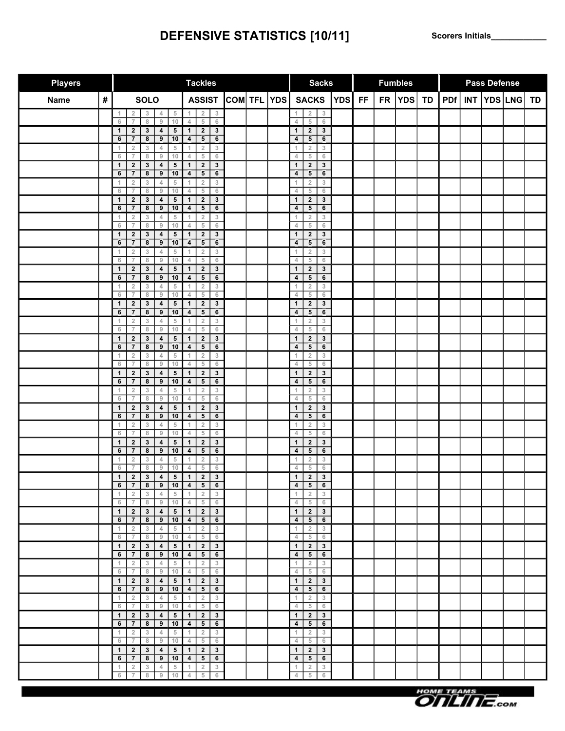# DEFENSIVE STATISTICS [10/11]

Scorers Initials____________

| Players | | Tackles | | | | | Sacks | | Fumbles | | | | Pass Defense | | | | |
|---|---|---|---|---|---|---|---|---|---|---|---|---|---|---|---|---|---|
| Name | # | SOLO | ASSIST | COM | TFL | YDS | SACKS | YDS | FF | FR | YDS | TD | PDf | INT | YDS | LNG | TD |
| | | 1 2 3 4 5 6 7 8 9 10 | 1 2 3 4 5 6 | | | | 1 2 3 4 5 6 | | | | | | | | | | |
| | | 1 2 3 4 5 6 7 8 9 10 | 1 2 3 4 5 6 | | | | 1 2 3 4 5 6 | | | | | | | | | | |
| | | 1 2 3 4 5 6 7 8 9 10 | 1 2 3 4 5 6 | | | | 1 2 3 4 5 6 | | | | | | | | | | |
| | | 1 2 3 4 5 6 7 8 9 10 | 1 2 3 4 5 6 | | | | 1 2 3 4 5 6 | | | | | | | | | | |
| | | 1 2 3 4 5 6 7 8 9 10 | 1 2 3 4 5 6 | | | | 1 2 3 4 5 6 | | | | | | | | | | |
| | | 1 2 3 4 5 6 7 8 9 10 | 1 2 3 4 5 6 | | | | 1 2 3 4 5 6 | | | | | | | | | | |
| | | 1 2 3 4 5 6 7 8 9 10 | 1 2 3 4 5 6 | | | | 1 2 3 4 5 6 | | | | | | | | | | |
| | | 1 2 3 4 5 6 7 8 9 10 | 1 2 3 4 5 6 | | | | 1 2 3 4 5 6 | | | | | | | | | | |
| | | 1 2 3 4 5 6 7 8 9 10 | 1 2 3 4 5 6 | | | | 1 2 3 4 5 6 | | | | | | | | | | |
| | | 1 2 3 4 5 6 7 8 9 10 | 1 2 3 4 5 6 | | | | 1 2 3 4 5 6 | | | | | | | | | | |
| | | 1 2 3 4 5 6 7 8 9 10 | 1 2 3 4 5 6 | | | | 1 2 3 4 5 6 | | | | | | | | | | |
| | | 1 2 3 4 5 6 7 8 9 10 | 1 2 3 4 5 6 | | | | 1 2 3 4 5 6 | | | | | | | | | | |
| | | 1 2 3 4 5 6 7 8 9 10 | 1 2 3 4 5 6 | | | | 1 2 3 4 5 6 | | | | | | | | | | |
| | | 1 2 3 4 5 6 7 8 9 10 | 1 2 3 4 5 6 | | | | 1 2 3 4 5 6 | | | | | | | | | | |
| | | 1 2 3 4 5 6 7 8 9 10 | 1 2 3 4 5 6 | | | | 1 2 3 4 5 6 | | | | | | | | | | |
| | | 1 2 3 4 5 6 7 8 9 10 | 1 2 3 4 5 6 | | | | 1 2 3 4 5 6 | | | | | | | | | | |
| | | 1 2 3 4 5 6 7 8 9 10 | 1 2 3 4 5 6 | | | | 1 2 3 4 5 6 | | | | | | | | | | |
| | | 1 2 3 4 5 6 7 8 9 10 | 1 2 3 4 5 6 | | | | 1 2 3 4 5 6 | | | | | | | | | | |
| | | 1 2 3 4 5 6 7 8 9 10 | 1 2 3 4 5 6 | | | | 1 2 3 4 5 6 | | | | | | | | | | |
| | | 1 2 3 4 5 6 7 8 9 10 | 1 2 3 4 5 6 | | | | 1 2 3 4 5 6 | | | | | | | | | | |
| | | 1 2 3 4 5 6 7 8 9 10 | 1 2 3 4 5 6 | | | | 1 2 3 4 5 6 | | | | | | | | | | |
| | | 1 2 3 4 5 6 7 8 9 10 | 1 2 3 4 5 6 | | | | 1 2 3 4 5 6 | | | | | | | | | | |
| | | 1 2 3 4 5 6 7 8 9 10 | 1 2 3 4 5 6 | | | | 1 2 3 4 5 6 | | | | | | | | | | |
| | | 1 2 3 4 5 6 7 8 9 10 | 1 2 3 4 5 6 | | | | 1 2 3 4 5 6 | | | | | | | | | | |
| | | 1 2 3 4 5 6 7 8 9 10 | 1 2 3 4 5 6 | | | | 1 2 3 4 5 6 | | | | | | | | | | |
| | | 1 2 3 4 5 6 7 8 9 10 | 1 2 3 4 5 6 | | | | 1 2 3 4 5 6 | | | | | | | | | | |
| | | 1 2 3 4 5 6 7 8 9 10 | 1 2 3 4 5 6 | | | | 1 2 3 4 5 6 | | | | | | | | | | |
| | | 1 2 3 4 5 6 7 8 9 10 | 1 2 3 4 5 6 | | | | 1 2 3 4 5 6 | | | | | | | | | | |
| | | 1 2 3 4 5 6 7 8 9 10 | 1 2 3 4 5 6 | | | | 1 2 3 4 5 6 | | | | | | | | | | |
| | | 1 2 3 4 5 6 7 8 9 10 | 1 2 3 4 5 6 | | | | 1 2 3 4 5 6 | | | | | | | | | | |
| | | 1 2 3 4 5 6 7 8 9 10 | 1 2 3 4 5 6 | | | | 1 2 3 4 5 6 | | | | | | | | | | |
| | | 1 2 3 4 5 6 7 8 9 10 | 1 2 3 4 5 6 | | | | 1 2 3 4 5 6 | | | | | | | | | | |
| | | 1 2 3 4 5 6 7 8 9 10 | 1 2 3 4 5 6 | | | | 1 2 3 4 5 6 | | | | | | | | | | |

HOME TEAMS ONLINE.com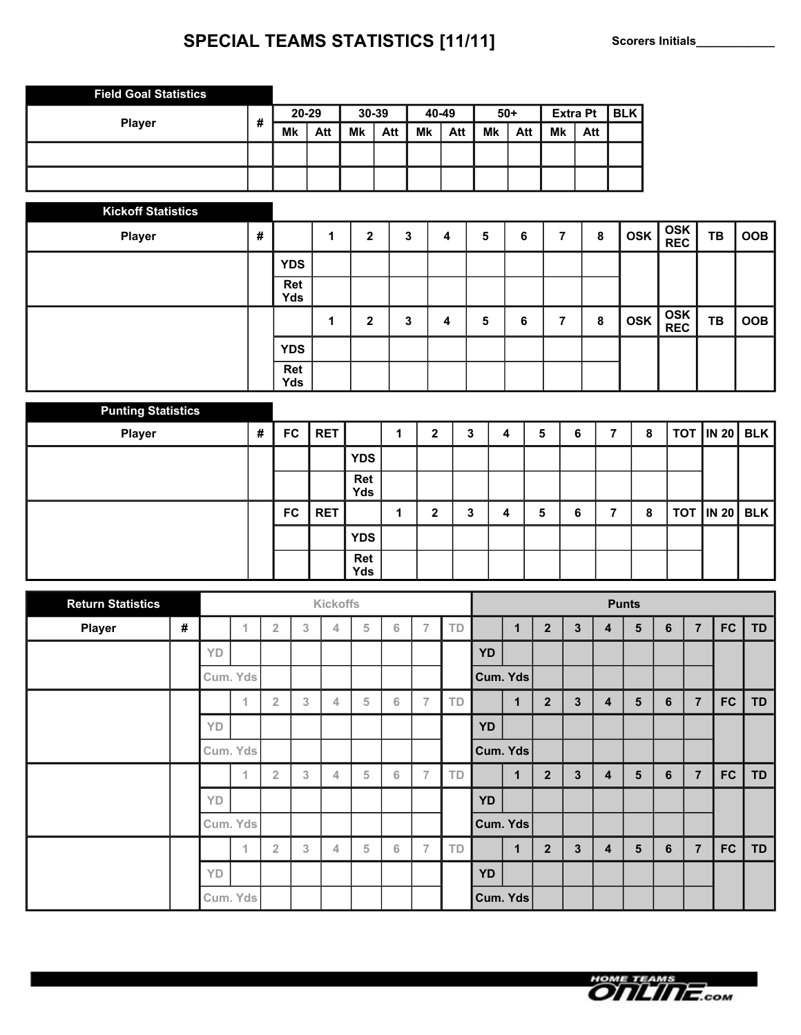# SPECIAL TEAMS STATISTICS [11/11]

**Scorers Initials____________**

## Field Goal Statistics

| Player | # | 20-29 | | 30-39 | | 40-49 | | 50+ | | Extra Pt | | BLK |
|---|---|---|---|---|---|---|---|---|---|---|---|---|
| | | Mk | Att | Mk | Att | Mk | Att | Mk | Att | Mk | Att | |
| | | | | | | | | | | | | |
| | | | | | | | | | | | | |

## Kickoff Statistics

| Player | # | | 1 | 2 | 3 | 4 | 5 | 6 | 7 | 8 | OSK | OSK REC | TB | OOB |
|---|---|---|---|---|---|---|---|---|---|---|---|---|---|---|
| | | YDS | | | | | | | | | | | | |
| | | Ret Yds | | | | | | | | | | | | |
| | | | 1 | 2 | 3 | 4 | 5 | 6 | 7 | 8 | OSK | OSK REC | TB | OOB |
| | | YDS | | | | | | | | | | | | |
| | | Ret Yds | | | | | | | | | | | | |

## Punting Statistics

| Player | # | FC | RET | | 1 | 2 | 3 | 4 | 5 | 6 | 7 | 8 | TOT | IN 20 | BLK |
|---|---|---|---|---|---|---|---|---|---|---|---|---|---|---|---|
| | | | | YDS | | | | | | | | | | | |
| | | | | Ret Yds | | | | | | | | | | | |
| | | FC | RET | | 1 | 2 | 3 | 4 | 5 | 6 | 7 | 8 | TOT | IN 20 | BLK |
| | | | | YDS | | | | | | | | | | | |
| | | | | Ret Yds | | | | | | | | | | | |

## Return Statistics

| Player | # | Kickoffs | | | | | | | | | Punts | | | | | | | | | |
|---|---|---|---|---|---|---|---|---|---|---|---|---|---|---|---|---|---|---|---|---|
| | | | 1 | 2 | 3 | 4 | 5 | 6 | 7 | TD | | 1 | 2 | 3 | 4 | 5 | 6 | 7 | FC | TD |
| | | YD | | | | | | | | | YD | | | | | | | | | |
| | | Cum. Yds | | | | | | | | | Cum. Yds | | | | | | | | | |
| | | | 1 | 2 | 3 | 4 | 5 | 6 | 7 | TD | | 1 | 2 | 3 | 4 | 5 | 6 | 7 | FC | TD |
| | | YD | | | | | | | | | YD | | | | | | | | | |
| | | Cum. Yds | | | | | | | | | Cum. Yds | | | | | | | | | |
| | | | 1 | 2 | 3 | 4 | 5 | 6 | 7 | TD | | 1 | 2 | 3 | 4 | 5 | 6 | 7 | FC | TD |
| | | YD | | | | | | | | | YD | | | | | | | | | |
| | | Cum. Yds | | | | | | | | | Cum. Yds | | | | | | | | | |
| | | | 1 | 2 | 3 | 4 | 5 | 6 | 7 | TD | | 1 | 2 | 3 | 4 | 5 | 6 | 7 | FC | TD |
| | | YD | | | | | | | | | YD | | | | | | | | | |
| | | Cum. Yds | | | | | | | | | Cum. Yds | | | | | | | | | |